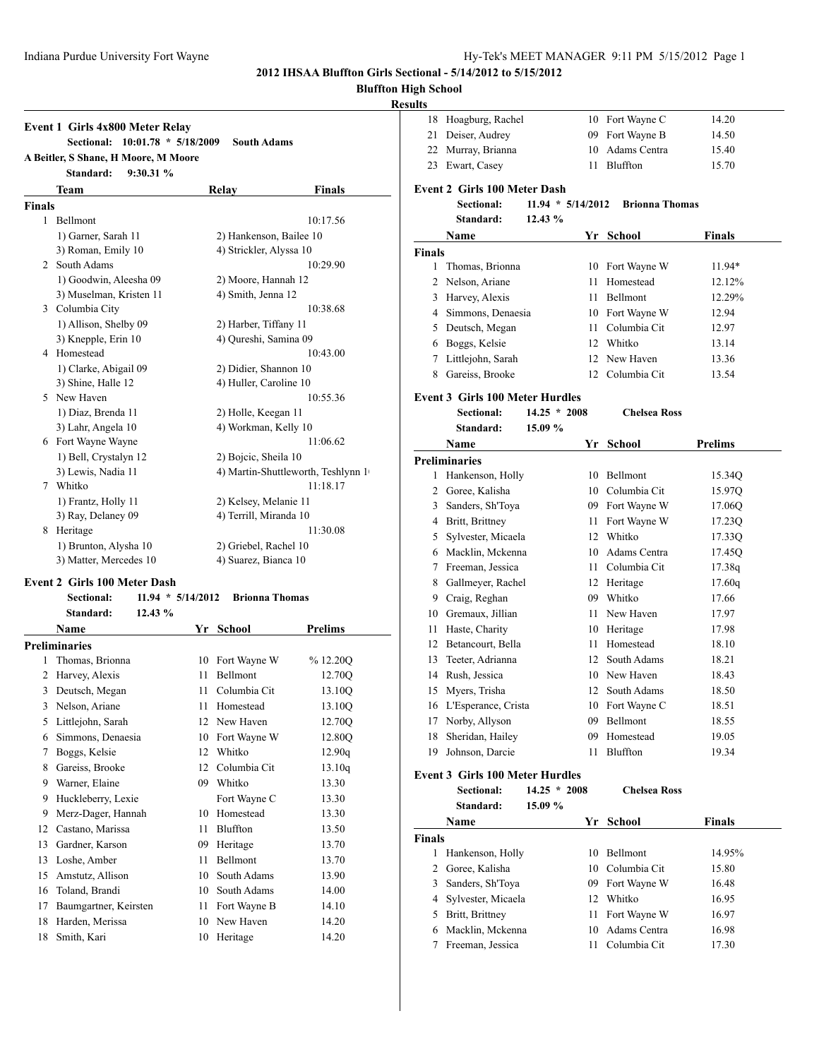Indiana Purdue University Fort Wayne

**2012 IHSAA Bluffton Girls Sectional - 5/14/2012 to 5/15/2012**

**Bluffton High School**

**Results**

### Event 1 Girls 4x800 Meter Relay

Sectional: 10:01.78 * 5/18/2009 South Adams
A Beitler, S Shane, H Moore, M Moore
Standard: 9:30.31 %

| | Team | Relay | Finals |
|---|---|---|---|
| **Finals** | | | |
| 1 | Bellmont | | 10:17.56 |
| | 1) Garner, Sarah 11 | 2) Hankenson, Bailee 10 | |
| | 3) Roman, Emily 10 | 4) Strickler, Alyssa 10 | |
| 2 | South Adams | | 10:29.90 |
| | 1) Goodwin, Aleesha 09 | 2) Moore, Hannah 12 | |
| | 3) Muselman, Kristen 11 | 4) Smith, Jenna 12 | |
| 3 | Columbia City | | 10:38.68 |
| | 1) Allison, Shelby 09 | 2) Harber, Tiffany 11 | |
| | 3) Knepple, Erin 10 | 4) Qureshi, Samina 09 | |
| 4 | Homestead | | 10:43.00 |
| | 1) Clarke, Abigail 09 | 2) Didier, Shannon 10 | |
| | 3) Shine, Halle 12 | 4) Huller, Caroline 10 | |
| 5 | New Haven | | 10:55.36 |
| | 1) Diaz, Brenda 11 | 2) Holle, Keegan 11 | |
| | 3) Lahr, Angela 10 | 4) Workman, Kelly 10 | |
| 6 | Fort Wayne Wayne | | 11:06.62 |
| | 1) Bell, Crystalyn 12 | 2) Bojcic, Sheila 10 | |
| | 3) Lewis, Nadia 11 | 4) Martin-Shuttleworth, Teshlynn 1 | |
| 7 | Whitko | | 11:18.17 |
| | 1) Frantz, Holly 11 | 2) Kelsey, Melanie 11 | |
| | 3) Ray, Delaney 09 | 4) Terrill, Miranda 10 | |
| 8 | Heritage | | 11:30.08 |
| | 1) Brunton, Alysha 10 | 2) Griebel, Rachel 10 | |
| | 3) Matter, Mercedes 10 | 4) Suarez, Bianca 10 | |

### Event 2 Girls 100 Meter Dash

Sectional: 11.94 * 5/14/2012 Brionna Thomas
Standard: 12.43 %

| | Name | Yr | School | Prelims |
|---|---|---|---|---|
| **Preliminaries** | | | | |
| 1 | Thomas, Brionna | 10 | Fort Wayne W | % 12.20Q |
| 2 | Harvey, Alexis | 11 | Bellmont | 12.70Q |
| 3 | Deutsch, Megan | 11 | Columbia Cit | 13.10Q |
| 3 | Nelson, Ariane | 11 | Homestead | 13.10Q |
| 5 | Littlejohn, Sarah | 12 | New Haven | 12.70Q |
| 6 | Simmons, Denaesia | 10 | Fort Wayne W | 12.80Q |
| 7 | Boggs, Kelsie | 12 | Whitko | 12.90q |
| 8 | Gareiss, Brooke | 12 | Columbia Cit | 13.10q |
| 9 | Warner, Elaine | 09 | Whitko | 13.30 |
| 9 | Huckleberry, Lexie | | Fort Wayne C | 13.30 |
| 9 | Merz-Dager, Hannah | 10 | Homestead | 13.30 |
| 12 | Castano, Marissa | 11 | Bluffton | 13.50 |
| 13 | Gardner, Karson | 09 | Heritage | 13.70 |
| 13 | Loshe, Amber | 11 | Bellmont | 13.70 |
| 15 | Amstutz, Allison | 10 | South Adams | 13.90 |
| 16 | Toland, Brandi | 10 | South Adams | 14.00 |
| 17 | Baumgartner, Keirsten | 11 | Fort Wayne B | 14.10 |
| 18 | Harden, Merissa | 10 | New Haven | 14.20 |
| 18 | Smith, Kari | 10 | Heritage | 14.20 |
| 18 | Hoagburg, Rachel | 10 | Fort Wayne C | 14.20 |
| 21 | Deiser, Audrey | 09 | Fort Wayne B | 14.50 |
| 22 | Murray, Brianna | 10 | Adams Centra | 15.40 |
| 23 | Ewart, Casey | 11 | Bluffton | 15.70 |

### Event 2 Girls 100 Meter Dash

Sectional: 11.94 * 5/14/2012 Brionna Thomas
Standard: 12.43 %

| | Name | Yr | School | Finals |
|---|---|---|---|---|
| **Finals** | | | | |
| 1 | Thomas, Brionna | 10 | Fort Wayne W | 11.94* |
| 2 | Nelson, Ariane | 11 | Homestead | 12.12% |
| 3 | Harvey, Alexis | 11 | Bellmont | 12.29% |
| 4 | Simmons, Denaesia | 10 | Fort Wayne W | 12.94 |
| 5 | Deutsch, Megan | 11 | Columbia Cit | 12.97 |
| 6 | Boggs, Kelsie | 12 | Whitko | 13.14 |
| 7 | Littlejohn, Sarah | 12 | New Haven | 13.36 |
| 8 | Gareiss, Brooke | 12 | Columbia Cit | 13.54 |

### Event 3 Girls 100 Meter Hurdles

Sectional: 14.25 * 2008 Chelsea Ross
Standard: 15.09 %

| | Name | Yr | School | Prelims |
|---|---|---|---|---|
| **Preliminaries** | | | | |
| 1 | Hankenson, Holly | 10 | Bellmont | 15.34Q |
| 2 | Goree, Kalisha | 10 | Columbia Cit | 15.97Q |
| 3 | Sanders, Sh'Toya | 09 | Fort Wayne W | 17.06Q |
| 4 | Britt, Brittney | 11 | Fort Wayne W | 17.23Q |
| 5 | Sylvester, Micaela | 12 | Whitko | 17.33Q |
| 6 | Macklin, Mckenna | 10 | Adams Centra | 17.45Q |
| 7 | Freeman, Jessica | 11 | Columbia Cit | 17.38q |
| 8 | Gallmeyer, Rachel | 12 | Heritage | 17.60q |
| 9 | Craig, Reghan | 09 | Whitko | 17.66 |
| 10 | Gremaux, Jillian | 11 | New Haven | 17.97 |
| 11 | Haste, Charity | 10 | Heritage | 17.98 |
| 12 | Betancourt, Bella | 11 | Homestead | 18.10 |
| 13 | Teeter, Adrianna | 12 | South Adams | 18.21 |
| 14 | Rush, Jessica | 10 | New Haven | 18.43 |
| 15 | Myers, Trisha | 12 | South Adams | 18.50 |
| 16 | L'Esperance, Crista | 10 | Fort Wayne C | 18.51 |
| 17 | Norby, Allyson | 09 | Bellmont | 18.55 |
| 18 | Sheridan, Hailey | 09 | Homestead | 19.05 |
| 19 | Johnson, Darcie | 11 | Bluffton | 19.34 |

### Event 3 Girls 100 Meter Hurdles

Sectional: 14.25 * 2008 Chelsea Ross
Standard: 15.09 %

| | Name | Yr | School | Finals |
|---|---|---|---|---|
| **Finals** | | | | |
| 1 | Hankenson, Holly | 10 | Bellmont | 14.95% |
| 2 | Goree, Kalisha | 10 | Columbia Cit | 15.80 |
| 3 | Sanders, Sh'Toya | 09 | Fort Wayne W | 16.48 |
| 4 | Sylvester, Micaela | 12 | Whitko | 16.95 |
| 5 | Britt, Brittney | 11 | Fort Wayne W | 16.97 |
| 6 | Macklin, Mckenna | 10 | Adams Centra | 16.98 |
| 7 | Freeman, Jessica | 11 | Columbia Cit | 17.30 |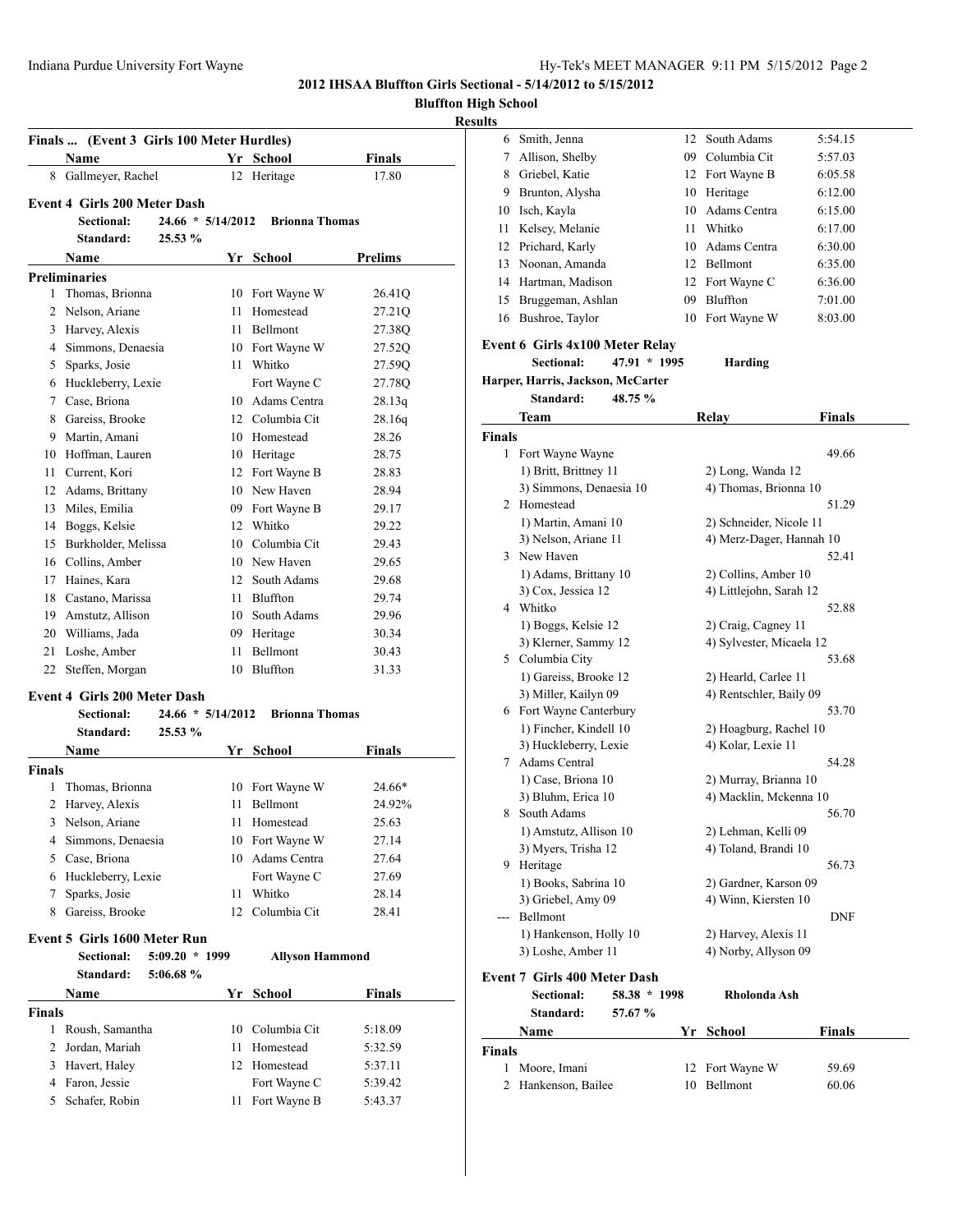**2012 IHSAA Bluffton Girls Sectional - 5/14/2012 to 5/15/2012**

**Bluffton High School**

**Results**

### Finals ... (Event 3 Girls 100 Meter Hurdles)

| | Name | Yr | School | Finals |
|---|---|---|---|---|
| 8 | Gallmeyer, Rachel | 12 | Heritage | 17.80 |

### Event 4 Girls 200 Meter Dash

**Sectional:** 24.66 * 5/14/2012 **Brionna Thomas**
**Standard:** 25.53 %

| | Name | Yr | School | Prelims |
|---|---|---|---|---|
| **Preliminaries** | | | | |
| 1 | Thomas, Brionna | 10 | Fort Wayne W | 26.41Q |
| 2 | Nelson, Ariane | 11 | Homestead | 27.21Q |
| 3 | Harvey, Alexis | 11 | Bellmont | 27.38Q |
| 4 | Simmons, Denaesia | 10 | Fort Wayne W | 27.52Q |
| 5 | Sparks, Josie | 11 | Whitko | 27.59Q |
| 6 | Huckleberry, Lexie | | Fort Wayne C | 27.78Q |
| 7 | Case, Briona | 10 | Adams Centra | 28.13q |
| 8 | Gareiss, Brooke | 12 | Columbia Cit | 28.16q |
| 9 | Martin, Amani | 10 | Homestead | 28.26 |
| 10 | Hoffman, Lauren | 10 | Heritage | 28.75 |
| 11 | Current, Kori | 12 | Fort Wayne B | 28.83 |
| 12 | Adams, Brittany | 10 | New Haven | 28.94 |
| 13 | Miles, Emilia | 09 | Fort Wayne B | 29.17 |
| 14 | Boggs, Kelsie | 12 | Whitko | 29.22 |
| 15 | Burkholder, Melissa | 10 | Columbia Cit | 29.43 |
| 16 | Collins, Amber | 10 | New Haven | 29.65 |
| 17 | Haines, Kara | 12 | South Adams | 29.68 |
| 18 | Castano, Marissa | 11 | Bluffton | 29.74 |
| 19 | Amstutz, Allison | 10 | South Adams | 29.96 |
| 20 | Williams, Jada | 09 | Heritage | 30.34 |
| 21 | Loshe, Amber | 11 | Bellmont | 30.43 |
| 22 | Steffen, Morgan | 10 | Bluffton | 31.33 |

### Event 4 Girls 200 Meter Dash

**Sectional:** 24.66 * 5/14/2012 **Brionna Thomas**
**Standard:** 25.53 %

| | Name | Yr | School | Finals |
|---|---|---|---|---|
| **Finals** | | | | |
| 1 | Thomas, Brionna | 10 | Fort Wayne W | 24.66* |
| 2 | Harvey, Alexis | 11 | Bellmont | 24.92% |
| 3 | Nelson, Ariane | 11 | Homestead | 25.63 |
| 4 | Simmons, Denaesia | 10 | Fort Wayne W | 27.14 |
| 5 | Case, Briona | 10 | Adams Centra | 27.64 |
| 6 | Huckleberry, Lexie | | Fort Wayne C | 27.69 |
| 7 | Sparks, Josie | 11 | Whitko | 28.14 |
| 8 | Gareiss, Brooke | 12 | Columbia Cit | 28.41 |

### Event 5 Girls 1600 Meter Run

**Sectional:** 5:09.20 * 1999 **Allyson Hammond**
**Standard:** 5:06.68 %

| | Name | Yr | School | Finals |
|---|---|---|---|---|
| **Finals** | | | | |
| 1 | Roush, Samantha | 10 | Columbia Cit | 5:18.09 |
| 2 | Jordan, Mariah | 11 | Homestead | 5:32.59 |
| 3 | Havert, Haley | 12 | Homestead | 5:37.11 |
| 4 | Faron, Jessie | | Fort Wayne C | 5:39.42 |
| 5 | Schafer, Robin | 11 | Fort Wayne B | 5:43.37 |
| 6 | Smith, Jenna | 12 | South Adams | 5:54.15 |
| 7 | Allison, Shelby | 09 | Columbia Cit | 5:57.03 |
| 8 | Griebel, Katie | 12 | Fort Wayne B | 6:05.58 |
| 9 | Brunton, Alysha | 10 | Heritage | 6:12.00 |
| 10 | Isch, Kayla | 10 | Adams Centra | 6:15.00 |
| 11 | Kelsey, Melanie | 11 | Whitko | 6:17.00 |
| 12 | Prichard, Karly | 10 | Adams Centra | 6:30.00 |
| 13 | Noonan, Amanda | 12 | Bellmont | 6:35.00 |
| 14 | Hartman, Madison | 12 | Fort Wayne C | 6:36.00 |
| 15 | Bruggeman, Ashlan | 09 | Bluffton | 7:01.00 |
| 16 | Bushroe, Taylor | 10 | Fort Wayne W | 8:03.00 |

### Event 6 Girls 4x100 Meter Relay

**Sectional:** 47.91 * 1995 **Harding**
**Harper, Harris, Jackson, McCarter**
**Standard:** 48.75 %

| | Team | Relay | Finals |
|---|---|---|---|
| **Finals** | | | |
| 1 | Fort Wayne Wayne | | 49.66 |
| | 1) Britt, Brittney 11 | 2) Long, Wanda 12 | |
| | 3) Simmons, Denaesia 10 | 4) Thomas, Brionna 10 | |
| 2 | Homestead | | 51.29 |
| | 1) Martin, Amani 10 | 2) Schneider, Nicole 11 | |
| | 3) Nelson, Ariane 11 | 4) Merz-Dager, Hannah 10 | |
| 3 | New Haven | | 52.41 |
| | 1) Adams, Brittany 10 | 2) Collins, Amber 10 | |
| | 3) Cox, Jessica 12 | 4) Littlejohn, Sarah 12 | |
| 4 | Whitko | | 52.88 |
| | 1) Boggs, Kelsie 12 | 2) Craig, Cagney 11 | |
| | 3) Klerner, Sammy 12 | 4) Sylvester, Micaela 12 | |
| 5 | Columbia City | | 53.68 |
| | 1) Gareiss, Brooke 12 | 2) Heard, Carlee 11 | |
| | 3) Miller, Kailyn 09 | 4) Rentschler, Baily 09 | |
| 6 | Fort Wayne Canterbury | | 53.70 |
| | 1) Fincher, Kindell 10 | 2) Hoagburg, Rachel 10 | |
| | 3) Huckleberry, Lexie | 4) Kolar, Lexie 11 | |
| 7 | Adams Central | | 54.28 |
| | 1) Case, Briona 10 | 2) Murray, Brianna 10 | |
| | 3) Bluhm, Erica 10 | 4) Macklin, Mckenna 10 | |
| 8 | South Adams | | 56.70 |
| | 1) Amstutz, Allison 10 | 2) Lehman, Kelli 09 | |
| | 3) Myers, Trisha 12 | 4) Toland, Brandi 10 | |
| 9 | Heritage | | 56.73 |
| | 1) Books, Sabrina 10 | 2) Gardner, Karson 09 | |
| | 3) Griebel, Amy 09 | 4) Winn, Kiersten 10 | |
| --- | Bellmont | | DNF |
| | 1) Hankenson, Holly 10 | 2) Harvey, Alexis 11 | |
| | 3) Loshe, Amber 11 | 4) Norby, Allyson 09 | |

### Event 7 Girls 400 Meter Dash

**Sectional:** 58.38 * 1998 **Rholonda Ash**
**Standard:** 57.67 %

| | Name | Yr | School | Finals |
|---|---|---|---|---|
| **Finals** | | | | |
| 1 | Moore, Imani | 12 | Fort Wayne W | 59.69 |
| 2 | Hankenson, Bailee | 10 | Bellmont | 60.06 |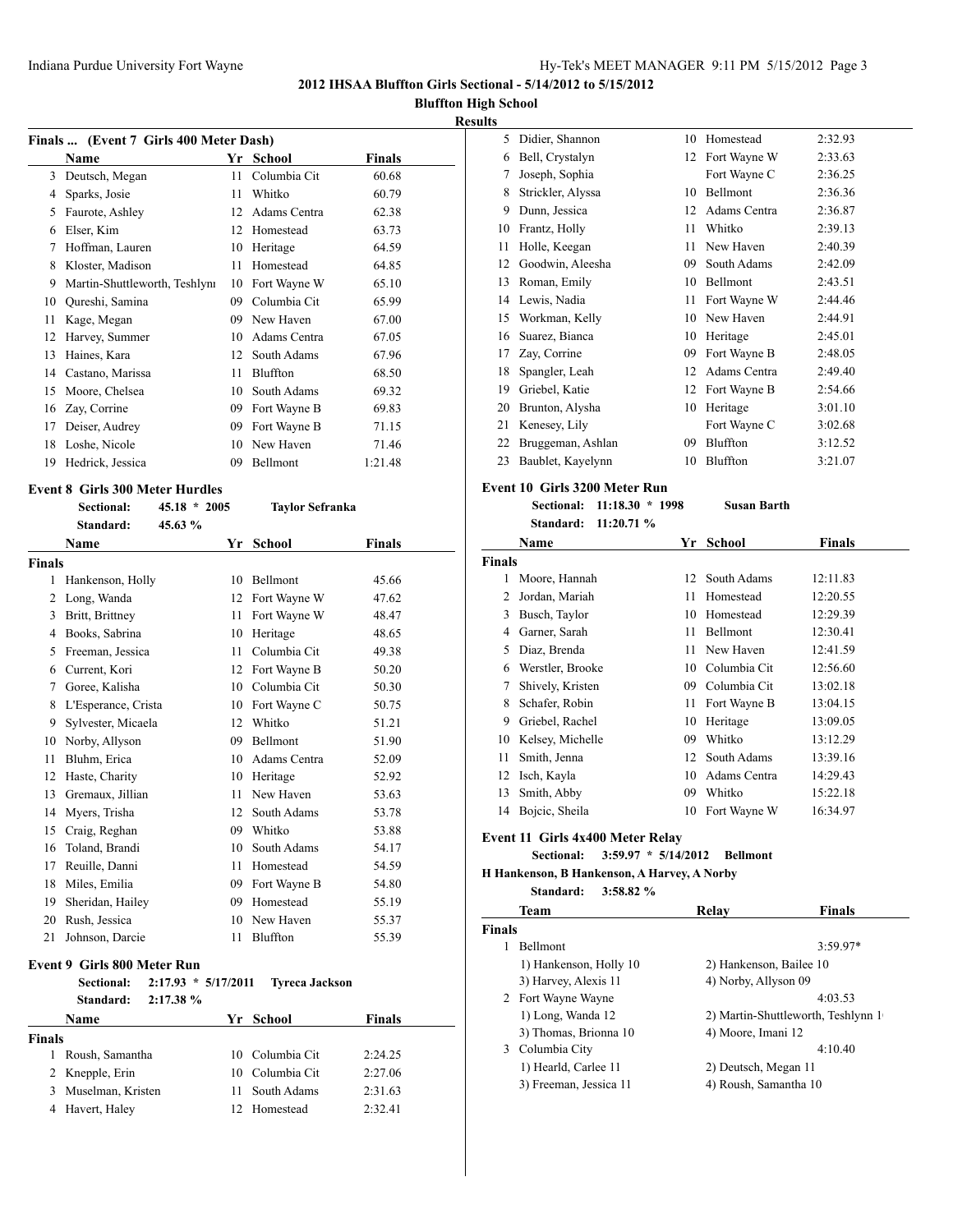## 2012 IHSAA Bluffton Girls Sectional - 5/14/2012 to 5/15/2012

**Bluffton High School**

**Results**

### Finals ... (Event 7 Girls 400 Meter Dash)

| | Name | Yr | School | Finals |
|---|---|---|---|---|
| 3 | Deutsch, Megan | 11 | Columbia Cit | 60.68 |
| 4 | Sparks, Josie | 11 | Whitko | 60.79 |
| 5 | Faurote, Ashley | 12 | Adams Centra | 62.38 |
| 6 | Elser, Kim | 12 | Homestead | 63.73 |
| 7 | Hoffman, Lauren | 10 | Heritage | 64.59 |
| 8 | Kloster, Madison | 11 | Homestead | 64.85 |
| 9 | Martin-Shuttleworth, Teshlynı | 10 | Fort Wayne W | 65.10 |
| 10 | Qureshi, Samina | 09 | Columbia Cit | 65.99 |
| 11 | Kage, Megan | 09 | New Haven | 67.00 |
| 12 | Harvey, Summer | 10 | Adams Centra | 67.05 |
| 13 | Haines, Kara | 12 | South Adams | 67.96 |
| 14 | Castano, Marissa | 11 | Bluffton | 68.50 |
| 15 | Moore, Chelsea | 10 | South Adams | 69.32 |
| 16 | Zay, Corrine | 09 | Fort Wayne B | 69.83 |
| 17 | Deiser, Audrey | 09 | Fort Wayne B | 71.15 |
| 18 | Loshe, Nicole | 10 | New Haven | 71.46 |
| 19 | Hedrick, Jessica | 09 | Bellmont | 1:21.48 |

### Event 8 Girls 300 Meter Hurdles

Sectional: 45.18 * 2005 Taylor Sefranka
Standard: 45.63 %

| | Name | Yr | School | Finals |
|---|---|---|---|---|
| **Finals** | | | | |
| 1 | Hankenson, Holly | 10 | Bellmont | 45.66 |
| 2 | Long, Wanda | 12 | Fort Wayne W | 47.62 |
| 3 | Britt, Brittney | 11 | Fort Wayne W | 48.47 |
| 4 | Books, Sabrina | 10 | Heritage | 48.65 |
| 5 | Freeman, Jessica | 11 | Columbia Cit | 49.38 |
| 6 | Current, Kori | 12 | Fort Wayne B | 50.20 |
| 7 | Goree, Kalisha | 10 | Columbia Cit | 50.30 |
| 8 | L'Esperance, Crista | 10 | Fort Wayne C | 50.75 |
| 9 | Sylvester, Micaela | 12 | Whitko | 51.21 |
| 10 | Norby, Allyson | 09 | Bellmont | 51.90 |
| 11 | Bluhm, Erica | 10 | Adams Centra | 52.09 |
| 12 | Haste, Charity | 10 | Heritage | 52.92 |
| 13 | Gremaux, Jillian | 11 | New Haven | 53.63 |
| 14 | Myers, Trisha | 12 | South Adams | 53.78 |
| 15 | Craig, Reghan | 09 | Whitko | 53.88 |
| 16 | Toland, Brandi | 10 | South Adams | 54.17 |
| 17 | Reuille, Danni | 11 | Homestead | 54.59 |
| 18 | Miles, Emilia | 09 | Fort Wayne B | 54.80 |
| 19 | Sheridan, Hailey | 09 | Homestead | 55.19 |
| 20 | Rush, Jessica | 10 | New Haven | 55.37 |
| 21 | Johnson, Darcie | 11 | Bluffton | 55.39 |

### Event 9 Girls 800 Meter Run

Sectional: 2:17.93 * 5/17/2011 Tyreca Jackson
Standard: 2:17.38 %

| | Name | Yr | School | Finals |
|---|---|---|---|---|
| **Finals** | | | | |
| 1 | Roush, Samantha | 10 | Columbia Cit | 2:24.25 |
| 2 | Knepple, Erin | 10 | Columbia Cit | 2:27.06 |
| 3 | Muselman, Kristen | 11 | South Adams | 2:31.63 |
| 4 | Havert, Haley | 12 | Homestead | 2:32.41 |
| 5 | Didier, Shannon | 10 | Homestead | 2:32.93 |
| 6 | Bell, Crystalyn | 12 | Fort Wayne W | 2:33.63 |
| 7 | Joseph, Sophia | | Fort Wayne C | 2:36.25 |
| 8 | Strickler, Alyssa | 10 | Bellmont | 2:36.36 |
| 9 | Dunn, Jessica | 12 | Adams Centra | 2:36.87 |
| 10 | Frantz, Holly | 11 | Whitko | 2:39.13 |
| 11 | Holle, Keegan | 11 | New Haven | 2:40.39 |
| 12 | Goodwin, Aleesha | 09 | South Adams | 2:42.09 |
| 13 | Roman, Emily | 10 | Bellmont | 2:43.51 |
| 14 | Lewis, Nadia | 11 | Fort Wayne W | 2:44.46 |
| 15 | Workman, Kelly | 10 | New Haven | 2:44.91 |
| 16 | Suarez, Bianca | 10 | Heritage | 2:45.01 |
| 17 | Zay, Corrine | 09 | Fort Wayne B | 2:48.05 |
| 18 | Spangler, Leah | 12 | Adams Centra | 2:49.40 |
| 19 | Griebel, Katie | 12 | Fort Wayne B | 2:54.66 |
| 20 | Brunton, Alysha | 10 | Heritage | 3:01.10 |
| 21 | Kenesey, Lily | | Fort Wayne C | 3:02.68 |
| 22 | Bruggeman, Ashlan | 09 | Bluffton | 3:12.52 |
| 23 | Baublet, Kayelynn | 10 | Bluffton | 3:21.07 |

### Event 10 Girls 3200 Meter Run

Sectional: 11:18.30 * 1998 Susan Barth
Standard: 11:20.71 %

| | Name | Yr | School | Finals |
|---|---|---|---|---|
| **Finals** | | | | |
| 1 | Moore, Hannah | 12 | South Adams | 12:11.83 |
| 2 | Jordan, Mariah | 11 | Homestead | 12:20.55 |
| 3 | Busch, Taylor | 10 | Homestead | 12:29.39 |
| 4 | Garner, Sarah | 11 | Bellmont | 12:30.41 |
| 5 | Diaz, Brenda | 11 | New Haven | 12:41.59 |
| 6 | Werstler, Brooke | 10 | Columbia Cit | 12:56.60 |
| 7 | Shively, Kristen | 09 | Columbia Cit | 13:02.18 |
| 8 | Schafer, Robin | 11 | Fort Wayne B | 13:04.15 |
| 9 | Griebel, Rachel | 10 | Heritage | 13:09.05 |
| 10 | Kelsey, Michelle | 09 | Whitko | 13:12.29 |
| 11 | Smith, Jenna | 12 | South Adams | 13:39.16 |
| 12 | Isch, Kayla | 10 | Adams Centra | 14:29.43 |
| 13 | Smith, Abby | 09 | Whitko | 15:22.18 |
| 14 | Bojcic, Sheila | 10 | Fort Wayne W | 16:34.97 |

### Event 11 Girls 4x400 Meter Relay

Sectional: 3:59.97 * 5/14/2012 Bellmont
H Hankenson, B Hankenson, A Harvey, A Norby
Standard: 3:58.82 %

| | Team | Relay | Finals |
|---|---|---|---|
| **Finals** | | | |
| 1 | Bellmont | | 3:59.97* |
| | 1) Hankenson, Holly 10 | 2) Hankenson, Bailee 10 | |
| | 3) Harvey, Alexis 11 | 4) Norby, Allyson 09 | |
| 2 | Fort Wayne Wayne | | 4:03.53 |
| | 1) Long, Wanda 12 | 2) Martin-Shuttleworth, Teshlynn 1 | |
| | 3) Thomas, Brionna 10 | 4) Moore, Imani 12 | |
| 3 | Columbia City | | 4:10.40 |
| | 1) Hearld, Carlee 11 | 2) Deutsch, Megan 11 | |
| | 3) Freeman, Jessica 11 | 4) Roush, Samantha 10 | |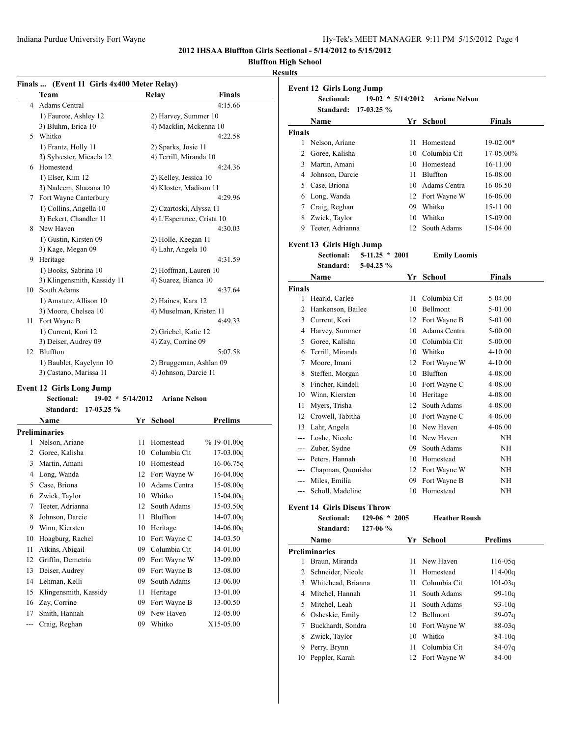**2012 IHSAA Bluffton Girls Sectional - 5/14/2012 to 5/15/2012**

**Bluffton High School**

**Results**

### Finals ... (Event 11 Girls 4x400 Meter Relay)

| | Team | Relay | Finals |
|---|---|---|---|
| 4 | Adams Central | | 4:15.66 |
| | 1) Faurote, Ashley 12 | 2) Harvey, Summer 10 | |
| | 3) Bluhm, Erica 10 | 4) Macklin, Mckenna 10 | |
| 5 | Whitko | | 4:22.58 |
| | 1) Frantz, Holly 11 | 2) Sparks, Josie 11 | |
| | 3) Sylvester, Micaela 12 | 4) Terrill, Miranda 10 | |
| 6 | Homestead | | 4:24.36 |
| | 1) Elser, Kim 12 | 2) Kelley, Jessica 10 | |
| | 3) Nadeem, Shazana 10 | 4) Kloster, Madison 11 | |
| 7 | Fort Wayne Canterbury | | 4:29.96 |
| | 1) Collins, Angella 10 | 2) Czartoski, Alyssa 11 | |
| | 3) Eckert, Chandler 11 | 4) L'Esperance, Crista 10 | |
| 8 | New Haven | | 4:30.03 |
| | 1) Gustin, Kirsten 09 | 2) Holle, Keegan 11 | |
| | 3) Kage, Megan 09 | 4) Lahr, Angela 10 | |
| 9 | Heritage | | 4:31.59 |
| | 1) Books, Sabrina 10 | 2) Hoffman, Lauren 10 | |
| | 3) Klingensmith, Kassidy 11 | 4) Suarez, Bianca 10 | |
| 10 | South Adams | | 4:37.64 |
| | 1) Amstutz, Allison 10 | 2) Haines, Kara 12 | |
| | 3) Moore, Chelsea 10 | 4) Muselman, Kristen 11 | |
| 11 | Fort Wayne B | | 4:49.33 |
| | 1) Current, Kori 12 | 2) Griebel, Katie 12 | |
| | 3) Deiser, Audrey 09 | 4) Zay, Corrine 09 | |
| 12 | Bluffton | | 5:07.58 |
| | 1) Baublet, Kayelynn 10 | 2) Bruggeman, Ashlan 09 | |
| | 3) Castano, Marissa 11 | 4) Johnson, Darcie 11 | |

### Event 12 Girls Long Jump

Sectional: 19-02 * 5/14/2012 Ariane Nelson
Standard: 17-03.25 %

| | Name | Yr | School | Prelims |
|---|---|---|---|---|
| **Preliminaries** | | | | |
| 1 | Nelson, Ariane | 11 | Homestead | % 19-01.00q |
| 2 | Goree, Kalisha | 10 | Columbia Cit | 17-03.00q |
| 3 | Martin, Amani | 10 | Homestead | 16-06.75q |
| 4 | Long, Wanda | 12 | Fort Wayne W | 16-04.00q |
| 5 | Case, Briona | 10 | Adams Centra | 15-08.00q |
| 6 | Zwick, Taylor | 10 | Whitko | 15-04.00q |
| 7 | Teeter, Adrianna | 12 | South Adams | 15-03.50q |
| 8 | Johnson, Darcie | 11 | Bluffton | 14-07.00q |
| 9 | Winn, Kiersten | 10 | Heritage | 14-06.00q |
| 10 | Hoagburg, Rachel | 10 | Fort Wayne C | 14-03.50 |
| 11 | Atkins, Abigail | 09 | Columbia Cit | 14-01.00 |
| 12 | Griffin, Demetria | 09 | Fort Wayne W | 13-09.00 |
| 13 | Deiser, Audrey | 09 | Fort Wayne B | 13-08.00 |
| 14 | Lehman, Kelli | 09 | South Adams | 13-06.00 |
| 15 | Klingensmith, Kassidy | 11 | Heritage | 13-01.00 |
| 16 | Zay, Corrine | 09 | Fort Wayne B | 13-00.50 |
| 17 | Smith, Hannah | 09 | New Haven | 12-05.00 |
| --- | Craig, Reghan | 09 | Whitko | X15-05.00 |

### Event 12 Girls Long Jump

Sectional: 19-02 * 5/14/2012 Ariane Nelson
Standard: 17-03.25 %

| | Name | Yr | School | Finals |
|---|---|---|---|---|
| **Finals** | | | | |
| 1 | Nelson, Ariane | 11 | Homestead | 19-02.00* |
| 2 | Goree, Kalisha | 10 | Columbia Cit | 17-05.00% |
| 3 | Martin, Amani | 10 | Homestead | 16-11.00 |
| 4 | Johnson, Darcie | 11 | Bluffton | 16-08.00 |
| 5 | Case, Briona | 10 | Adams Centra | 16-06.50 |
| 6 | Long, Wanda | 12 | Fort Wayne W | 16-06.00 |
| 7 | Craig, Reghan | 09 | Whitko | 15-11.00 |
| 8 | Zwick, Taylor | 10 | Whitko | 15-09.00 |
| 9 | Teeter, Adrianna | 12 | South Adams | 15-04.00 |

### Event 13 Girls High Jump

Sectional: 5-11.25 * 2001 Emily Loomis
Standard: 5-04.25 %

| | Name | Yr | School | Finals |
|---|---|---|---|---|
| **Finals** | | | | |
| 1 | Hearld, Carlee | 11 | Columbia Cit | 5-04.00 |
| 2 | Hankenson, Bailee | 10 | Bellmont | 5-01.00 |
| 3 | Current, Kori | 12 | Fort Wayne B | 5-01.00 |
| 4 | Harvey, Summer | 10 | Adams Centra | 5-00.00 |
| 5 | Goree, Kalisha | 10 | Columbia Cit | 5-00.00 |
| 6 | Terrill, Miranda | 10 | Whitko | 4-10.00 |
| 7 | Moore, Imani | 12 | Fort Wayne W | 4-10.00 |
| 8 | Steffen, Morgan | 10 | Bluffton | 4-08.00 |
| 8 | Fincher, Kindell | 10 | Fort Wayne C | 4-08.00 |
| 10 | Winn, Kiersten | 10 | Heritage | 4-08.00 |
| 11 | Myers, Trisha | 12 | South Adams | 4-08.00 |
| 12 | Crowell, Tabitha | 10 | Fort Wayne C | 4-06.00 |
| 13 | Lahr, Angela | 10 | New Haven | 4-06.00 |
| --- | Loshe, Nicole | 10 | New Haven | NH |
| --- | Zuber, Sydne | 09 | South Adams | NH |
| --- | Peters, Hannah | 10 | Homestead | NH |
| --- | Chapman, Quonisha | 12 | Fort Wayne W | NH |
| --- | Miles, Emilia | 09 | Fort Wayne B | NH |
| --- | Scholl, Madeline | 10 | Homestead | NH |

### Event 14 Girls Discus Throw

Sectional: 129-06 * 2005 Heather Roush
Standard: 127-06 %

| | Name | Yr | School | Prelims |
|---|---|---|---|---|
| **Preliminaries** | | | | |
| 1 | Braun, Miranda | 11 | New Haven | 116-05q |
| 2 | Schneider, Nicole | 11 | Homestead | 114-00q |
| 3 | Whitehead, Brianna | 11 | Columbia Cit | 101-03q |
| 4 | Mitchel, Hannah | 11 | South Adams | 99-10q |
| 5 | Mitchel, Leah | 11 | South Adams | 93-10q |
| 6 | Osheskie, Emily | 12 | Bellmont | 89-07q |
| 7 | Buckhardt, Sondra | 10 | Fort Wayne W | 88-03q |
| 8 | Zwick, Taylor | 10 | Whitko | 84-10q |
| 9 | Perry, Brynn | 11 | Columbia Cit | 84-07q |
| 10 | Peppler, Karah | 12 | Fort Wayne W | 84-00 |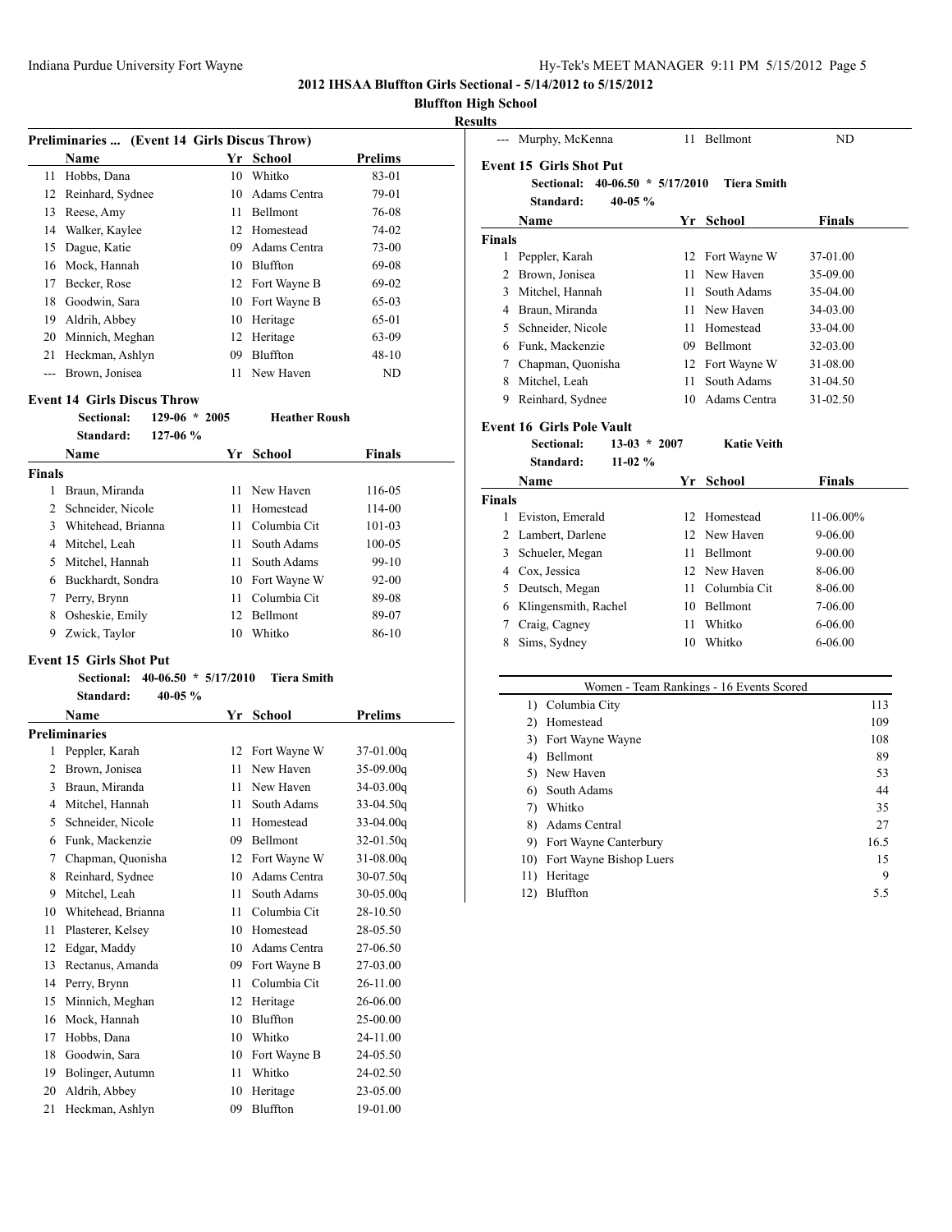**2012 IHSAA Bluffton Girls Sectional - 5/14/2012 to 5/15/2012**

**Bluffton High School**

**Results**

### Preliminaries ... (Event 14 Girls Discus Throw)

| | Name | Yr | School | Prelims |
|---|---|---|---|---|
| 11 | Hobbs, Dana | 10 | Whitko | 83-01 |
| 12 | Reinhard, Sydnee | 10 | Adams Centra | 79-01 |
| 13 | Reese, Amy | 11 | Bellmont | 76-08 |
| 14 | Walker, Kaylee | 12 | Homestead | 74-02 |
| 15 | Dague, Katie | 09 | Adams Centra | 73-00 |
| 16 | Mock, Hannah | 10 | Bluffton | 69-08 |
| 17 | Becker, Rose | 12 | Fort Wayne B | 69-02 |
| 18 | Goodwin, Sara | 10 | Fort Wayne B | 65-03 |
| 19 | Aldrih, Abbey | 10 | Heritage | 65-01 |
| 20 | Minnich, Meghan | 12 | Heritage | 63-09 |
| 21 | Heckman, Ashlyn | 09 | Bluffton | 48-10 |
| --- | Brown, Jonisea | 11 | New Haven | ND |

### Event 14 Girls Discus Throw

Sectional: 129-06 * 2005 Heather Roush
Standard: 127-06 %

| | Name | Yr | School | Finals |
|---|---|---|---|---|
| **Finals** | | | | |
| 1 | Braun, Miranda | 11 | New Haven | 116-05 |
| 2 | Schneider, Nicole | 11 | Homestead | 114-00 |
| 3 | Whitehead, Brianna | 11 | Columbia Cit | 101-03 |
| 4 | Mitchel, Leah | 11 | South Adams | 100-05 |
| 5 | Mitchel, Hannah | 11 | South Adams | 99-10 |
| 6 | Buckhardt, Sondra | 10 | Fort Wayne W | 92-00 |
| 7 | Perry, Brynn | 11 | Columbia Cit | 89-08 |
| 8 | Osheskie, Emily | 12 | Bellmont | 89-07 |
| 9 | Zwick, Taylor | 10 | Whitko | 86-10 |

### Event 15 Girls Shot Put

Sectional: 40-06.50 * 5/17/2010 Tiera Smith
Standard: 40-05 %

| | Name | Yr | School | Prelims |
|---|---|---|---|---|
| **Preliminaries** | | | | |
| 1 | Peppler, Karah | 12 | Fort Wayne W | 37-01.00q |
| 2 | Brown, Jonisea | 11 | New Haven | 35-09.00q |
| 3 | Braun, Miranda | 11 | New Haven | 34-03.00q |
| 4 | Mitchel, Hannah | 11 | South Adams | 33-04.50q |
| 5 | Schneider, Nicole | 11 | Homestead | 33-04.00q |
| 6 | Funk, Mackenzie | 09 | Bellmont | 32-01.50q |
| 7 | Chapman, Quonisha | 12 | Fort Wayne W | 31-08.00q |
| 8 | Reinhard, Sydnee | 10 | Adams Centra | 30-07.50q |
| 9 | Mitchel, Leah | 11 | South Adams | 30-05.00q |
| 10 | Whitehead, Brianna | 11 | Columbia Cit | 28-10.50 |
| 11 | Plasterer, Kelsey | 10 | Homestead | 28-05.50 |
| 12 | Edgar, Maddy | 10 | Adams Centra | 27-06.50 |
| 13 | Rectanus, Amanda | 09 | Fort Wayne B | 27-03.00 |
| 14 | Perry, Brynn | 11 | Columbia Cit | 26-11.00 |
| 15 | Minnich, Meghan | 12 | Heritage | 26-06.00 |
| 16 | Mock, Hannah | 10 | Bluffton | 25-00.00 |
| 17 | Hobbs, Dana | 10 | Whitko | 24-11.00 |
| 18 | Goodwin, Sara | 10 | Fort Wayne B | 24-05.50 |
| 19 | Bolinger, Autumn | 11 | Whitko | 24-02.50 |
| 20 | Aldrih, Abbey | 10 | Heritage | 23-05.00 |
| 21 | Heckman, Ashlyn | 09 | Bluffton | 19-01.00 |
| --- | Murphy, McKenna | 11 | Bellmont | ND |

### Event 15 Girls Shot Put

Sectional: 40-06.50 * 5/17/2010 Tiera Smith
Standard: 40-05 %

| | Name | Yr | School | Finals |
|---|---|---|---|---|
| **Finals** | | | | |
| 1 | Peppler, Karah | 12 | Fort Wayne W | 37-01.00 |
| 2 | Brown, Jonisea | 11 | New Haven | 35-09.00 |
| 3 | Mitchel, Hannah | 11 | South Adams | 35-04.00 |
| 4 | Braun, Miranda | 11 | New Haven | 34-03.00 |
| 5 | Schneider, Nicole | 11 | Homestead | 33-04.00 |
| 6 | Funk, Mackenzie | 09 | Bellmont | 32-03.00 |
| 7 | Chapman, Quonisha | 12 | Fort Wayne W | 31-08.00 |
| 8 | Mitchel, Leah | 11 | South Adams | 31-04.50 |
| 9 | Reinhard, Sydnee | 10 | Adams Centra | 31-02.50 |

### Event 16 Girls Pole Vault

Sectional: 13-03 * 2007 Katie Veith
Standard: 11-02 %

| | Name | Yr | School | Finals |
|---|---|---|---|---|
| **Finals** | | | | |
| 1 | Eviston, Emerald | 12 | Homestead | 11-06.00% |
| 2 | Lambert, Darlene | 12 | New Haven | 9-06.00 |
| 3 | Schueler, Megan | 11 | Bellmont | 9-00.00 |
| 4 | Cox, Jessica | 12 | New Haven | 8-06.00 |
| 5 | Deutsch, Megan | 11 | Columbia Cit | 8-06.00 |
| 6 | Klingensmith, Rachel | 10 | Bellmont | 7-06.00 |
| 7 | Craig, Cagney | 11 | Whitko | 6-06.00 |
| 8 | Sims, Sydney | 10 | Whitko | 6-06.00 |

### Women - Team Rankings - 16 Events Scored

| | | |
|---|---|---|
| 1) | Columbia City | 113 |
| 2) | Homestead | 109 |
| 3) | Fort Wayne Wayne | 108 |
| 4) | Bellmont | 89 |
| 5) | New Haven | 53 |
| 6) | South Adams | 44 |
| 7) | Whitko | 35 |
| 8) | Adams Central | 27 |
| 9) | Fort Wayne Canterbury | 16.5 |
| 10) | Fort Wayne Bishop Luers | 15 |
| 11) | Heritage | 9 |
| 12) | Bluffton | 5.5 |